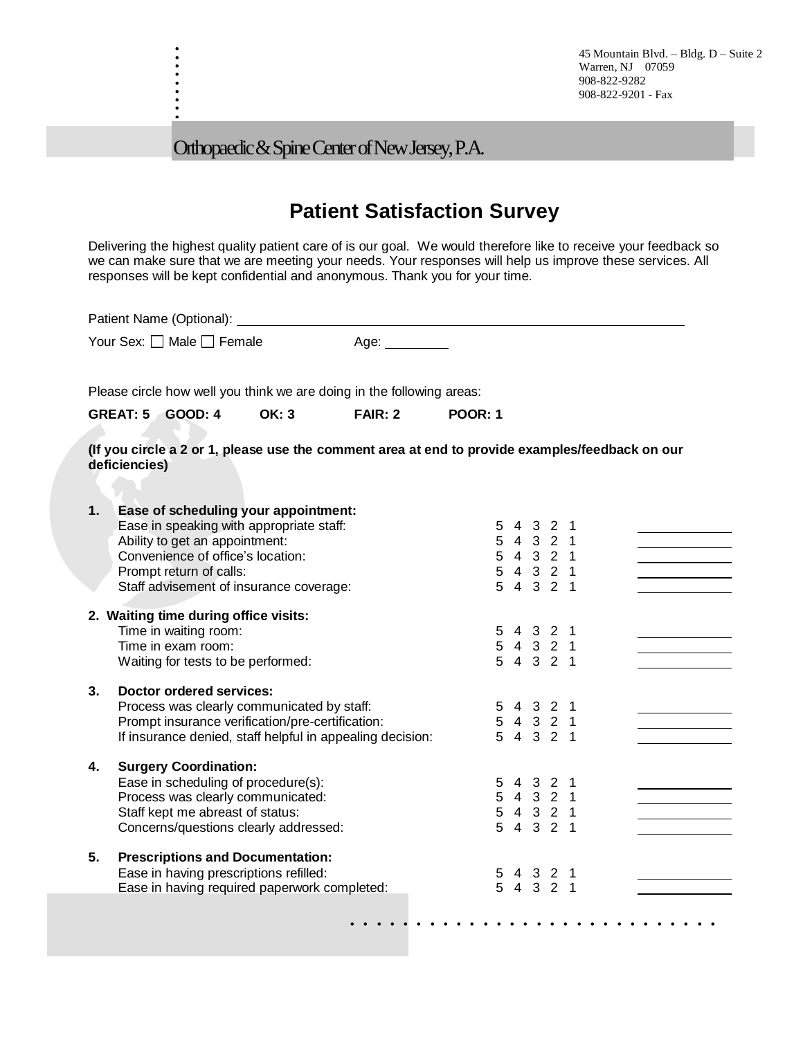45 Mountain Blvd. – Bldg. D – Suite 2
Warren, NJ 07059
908-822-9282
908-822-9201 - Fax

Orthopaedic & Spine Center of New Jersey, P.A.

# Patient Satisfaction Survey

Delivering the highest quality patient care of is our goal. We would therefore like to receive your feedback so we can make sure that we are meeting your needs. Your responses will help us improve these services. All responses will be kept confidential and anonymous. Thank you for your time.

Patient Name (Optional): ______________________________

Your Sex: ☐ Male ☐ Female Age: ________

Please circle how well you think we are doing in the following areas:

**GREAT: 5 GOOD: 4 OK: 3 FAIR: 2 POOR: 1**

**(If you circle a 2 or 1, please use the comment area at end to provide examples/feedback on our deficiencies)**

**1. Ease of scheduling your appointment:**

| | | |
|---|---|---|
| Ease in speaking with appropriate staff: | 5 4 3 2 1 | ________ |
| Ability to get an appointment: | 5 4 3 2 1 | ________ |
| Convenience of office's location: | 5 4 3 2 1 | ________ |
| Prompt return of calls: | 5 4 3 2 1 | ________ |
| Staff advisement of insurance coverage: | 5 4 3 2 1 | ________ |

**2. Waiting time during office visits:**

| | | |
|---|---|---|
| Time in waiting room: | 5 4 3 2 1 | ________ |
| Time in exam room: | 5 4 3 2 1 | ________ |
| Waiting for tests to be performed: | 5 4 3 2 1 | ________ |

**3. Doctor ordered services:**

| | | |
|---|---|---|
| Process was clearly communicated by staff: | 5 4 3 2 1 | ________ |
| Prompt insurance verification/pre-certification: | 5 4 3 2 1 | ________ |
| If insurance denied, staff helpful in appealing decision: | 5 4 3 2 1 | ________ |

**4. Surgery Coordination:**

| | | |
|---|---|---|
| Ease in scheduling of procedure(s): | 5 4 3 2 1 | ________ |
| Process was clearly communicated: | 5 4 3 2 1 | ________ |
| Staff kept me abreast of status: | 5 4 3 2 1 | ________ |
| Concerns/questions clearly addressed: | 5 4 3 2 1 | ________ |

**5. Prescriptions and Documentation:**

| | | |
|---|---|---|
| Ease in having prescriptions refilled: | 5 4 3 2 1 | ________ |
| Ease in having required paperwork completed: | 5 4 3 2 1 | ________ |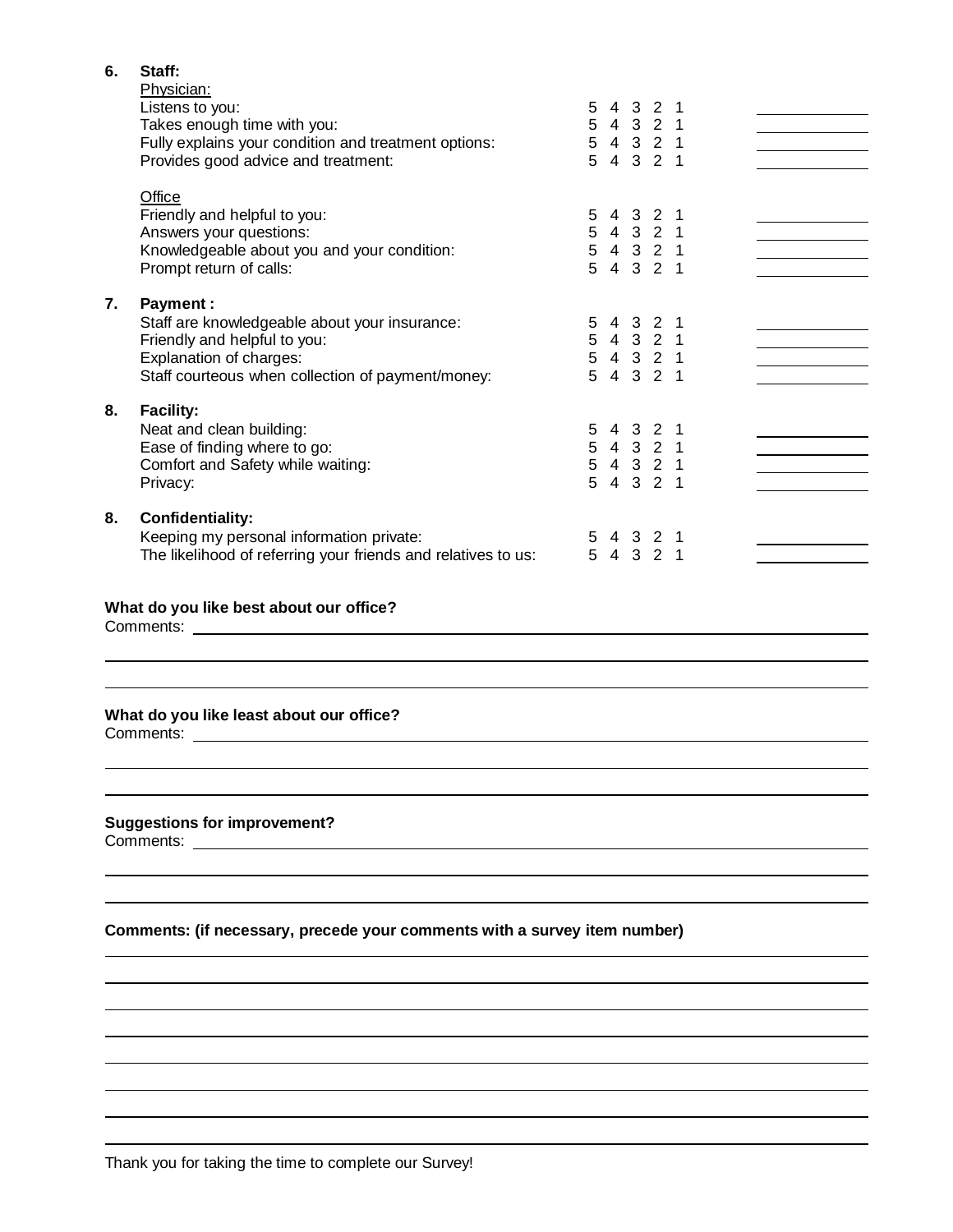**6. Staff:**

Physician:

| | | |
|---|---|---|
| Listens to you: | 5 4 3 2 1 | ________ |
| Takes enough time with you: | 5 4 3 2 1 | ________ |
| Fully explains your condition and treatment options: | 5 4 3 2 1 | ________ |
| Provides good advice and treatment: | 5 4 3 2 1 | ________ |

Office

| | | |
|---|---|---|
| Friendly and helpful to you: | 5 4 3 2 1 | ________ |
| Answers your questions: | 5 4 3 2 1 | ________ |
| Knowledgeable about you and your condition: | 5 4 3 2 1 | ________ |
| Prompt return of calls: | 5 4 3 2 1 | ________ |

**7. Payment :**

| | | |
|---|---|---|
| Staff are knowledgeable about your insurance: | 5 4 3 2 1 | ________ |
| Friendly and helpful to you: | 5 4 3 2 1 | ________ |
| Explanation of charges: | 5 4 3 2 1 | ________ |
| Staff courteous when collection of payment/money: | 5 4 3 2 1 | ________ |

**8. Facility:**

| | | |
|---|---|---|
| Neat and clean building: | 5 4 3 2 1 | ________ |
| Ease of finding where to go: | 5 4 3 2 1 | ________ |
| Comfort and Safety while waiting: | 5 4 3 2 1 | ________ |
| Privacy: | 5 4 3 2 1 | ________ |

**8. Confidentiality:**

| | | |
|---|---|---|
| Keeping my personal information private: | 5 4 3 2 1 | ________ |
| The likelihood of referring your friends and relatives to us: | 5 4 3 2 1 | ________ |

**What do you like best about our office?**

Comments: ________________________________________

________________________________________

________________________________________

**What do you like least about our office?**

Comments: ________________________________________

________________________________________

________________________________________

**Suggestions for improvement?**

Comments: ________________________________________

________________________________________

________________________________________

**Comments: (if necessary, precede your comments with a survey item number)**

________________________________________

________________________________________

________________________________________

________________________________________

________________________________________

________________________________________

________________________________________

________________________________________

Thank you for taking the time to complete our Survey!